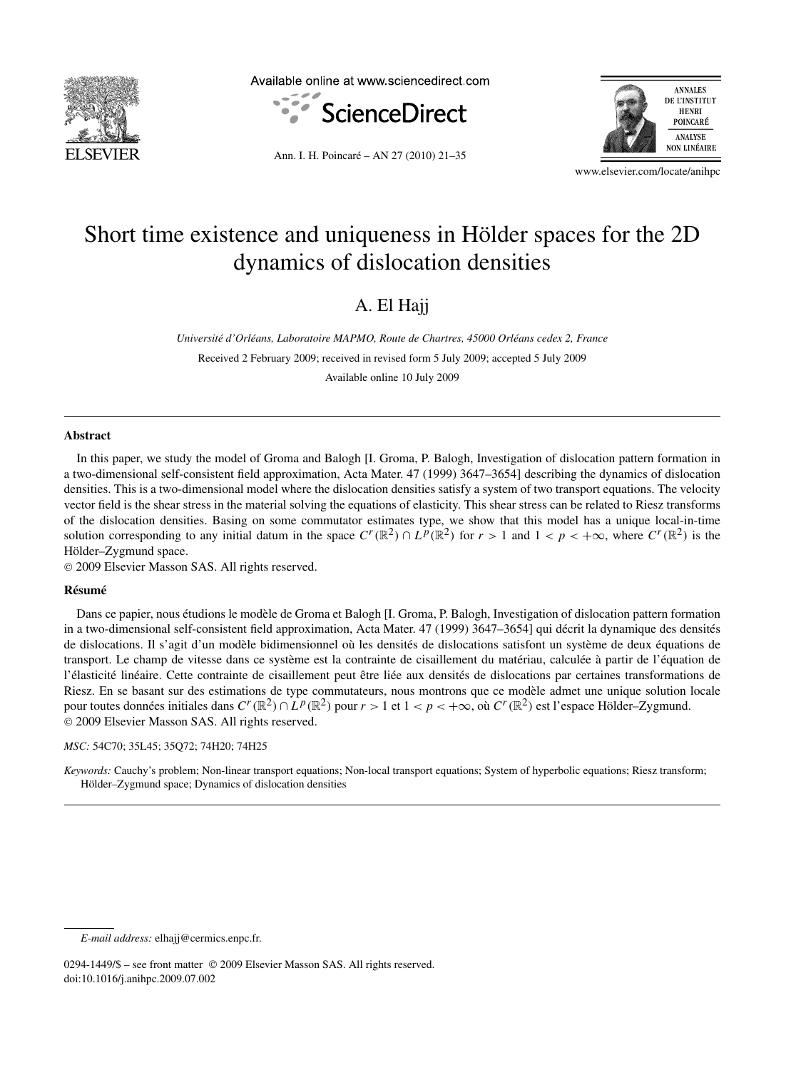# Short time existence and uniqueness in Hölder spaces for the 2D dynamics of dislocation densities

A. El Hajj

*Université d'Orléans, Laboratoire MAPMO, Route de Chartres, 45000 Orléans cedex 2, France*

Received 2 February 2009; received in revised form 5 July 2009; accepted 5 July 2009

Available online 10 July 2009

---

## Abstract

In this paper, we study the model of Groma and Balogh [I. Groma, P. Balogh, Investigation of dislocation pattern formation in a two-dimensional self-consistent field approximation, Acta Mater. 47 (1999) 3647–3654] describing the dynamics of dislocation densities. This is a two-dimensional model where the dislocation densities satisfy a system of two transport equations. The velocity vector field is the shear stress in the material solving the equations of elasticity. This shear stress can be related to Riesz transforms of the dislocation densities. Basing on some commutator estimates type, we show that this model has a unique local-in-time solution corresponding to any initial datum in the space $C^r(\mathbb{R}^2) \cap L^p(\mathbb{R}^2)$ for $r > 1$ and $1 < p < +\infty$, where $C^r(\mathbb{R}^2)$ is the Hölder–Zygmund space.

© 2009 Elsevier Masson SAS. All rights reserved.

## Résumé

Dans ce papier, nous étudions le modèle de Groma et Balogh [I. Groma, P. Balogh, Investigation of dislocation pattern formation in a two-dimensional self-consistent field approximation, Acta Mater. 47 (1999) 3647–3654] qui décrit la dynamique des densités de dislocations. Il s'agit d'un modèle bidimensionnel où les densités de dislocations satisfont un système de deux équations de transport. Le champ de vitesse dans ce système est la contrainte de cisaillement du matériau, calculée à partir de l'équation de l'élasticité linéaire. Cette contrainte de cisaillement peut être liée aux densités de dislocations par certaines transformations de Riesz. En se basant sur des estimations de type commutateurs, nous montrons que ce modèle admet une unique solution locale pour toutes données initiales dans $C^r(\mathbb{R}^2) \cap L^p(\mathbb{R}^2)$ pour $r > 1$ et $1 < p < +\infty$, où $C^r(\mathbb{R}^2)$ est l'espace Hölder–Zygmund.

© 2009 Elsevier Masson SAS. All rights reserved.

*MSC:* 54C70; 35L45; 35Q72; 74H20; 74H25

*Keywords:* Cauchy's problem; Non-linear transport equations; Non-local transport equations; System of hyperbolic equations; Riesz transform; Hölder–Zygmund space; Dynamics of dislocation densities

---

*E-mail address:* elhajj@cermics.enpc.fr.

0294-1449/$ – see front matter © 2009 Elsevier Masson SAS. All rights reserved.
doi:10.1016/j.anihpc.2009.07.002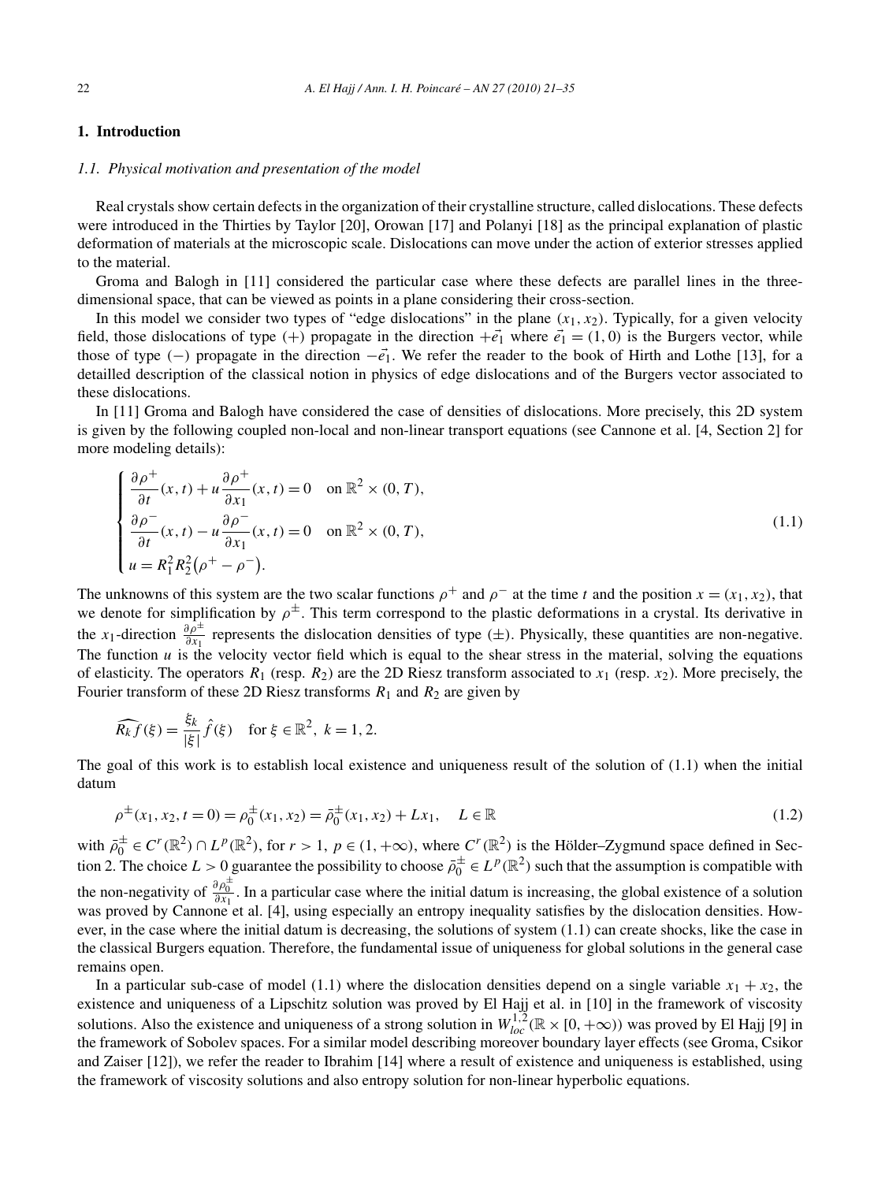## 1. Introduction

### 1.1. Physical motivation and presentation of the model

Real crystals show certain defects in the organization of their crystalline structure, called dislocations. These defects were introduced in the Thirties by Taylor [20], Orowan [17] and Polanyi [18] as the principal explanation of plastic deformation of materials at the microscopic scale. Dislocations can move under the action of exterior stresses applied to the material.

Groma and Balogh in [11] considered the particular case where these defects are parallel lines in the three-dimensional space, that can be viewed as points in a plane considering their cross-section.

In this model we consider two types of "edge dislocations" in the plane $(x_1, x_2)$. Typically, for a given velocity field, those dislocations of type $(+)$ propagate in the direction $+\vec{e_1}$ where $\vec{e_1} = (1, 0)$ is the Burgers vector, while those of type $(-)$ propagate in the direction $-\vec{e_1}$. We refer the reader to the book of Hirth and Lothe [13], for a detailled description of the classical notion in physics of edge dislocations and of the Burgers vector associated to these dislocations.

In [11] Groma and Balogh have considered the case of densities of dislocations. More precisely, this 2D system is given by the following coupled non-local and non-linear transport equations (see Cannone et al. [4, Section 2] for more modeling details):

$$
\begin{cases}
\dfrac{\partial \rho^+}{\partial t}(x,t) + u \dfrac{\partial \rho^+}{\partial x_1}(x,t) = 0 \quad \text{on } \mathbb{R}^2 \times (0,T), \\[2mm]
\dfrac{\partial \rho^-}{\partial t}(x,t) - u \dfrac{\partial \rho^-}{\partial x_1}(x,t) = 0 \quad \text{on } \mathbb{R}^2 \times (0,T), \\[2mm]
u = R_1^2 R_2^2 \big(\rho^+ - \rho^-\big).
\end{cases}
\tag{1.1}
$$

The unknowns of this system are the two scalar functions $\rho^+$ and $\rho^-$ at the time $t$ and the position $x = (x_1, x_2)$, that we denote for simplification by $\rho^\pm$. This term correspond to the plastic deformations in a crystal. Its derivative in the $x_1$-direction $\frac{\partial \rho^\pm}{\partial x_1}$ represents the dislocation densities of type $(\pm)$. Physically, these quantities are non-negative. The function $u$ is the velocity vector field which is equal to the shear stress in the material, solving the equations of elasticity. The operators $R_1$ (resp. $R_2$) are the 2D Riesz transform associated to $x_1$ (resp. $x_2$). More precisely, the Fourier transform of these 2D Riesz transforms $R_1$ and $R_2$ are given by

$$
\widehat{R_k f}(\xi) = \frac{\xi_k}{|\xi|} \hat{f}(\xi) \quad \text{for } \xi \in \mathbb{R}^2,\ k = 1, 2.
$$

The goal of this work is to establish local existence and uniqueness result of the solution of (1.1) when the initial datum

$$
\rho^\pm(x_1, x_2, t = 0) = \rho_0^\pm(x_1, x_2) = \bar{\rho}_0^\pm(x_1, x_2) + L x_1, \quad L \in \mathbb{R}
\tag{1.2}
$$

with $\bar{\rho}_0^\pm \in C^r(\mathbb{R}^2) \cap L^p(\mathbb{R}^2)$, for $r > 1$, $p \in (1, +\infty)$, where $C^r(\mathbb{R}^2)$ is the Hölder–Zygmund space defined in Section 2. The choice $L > 0$ guarantee the possibility to choose $\bar{\rho}_0^\pm \in L^p(\mathbb{R}^2)$ such that the assumption is compatible with the non-negativity of $\frac{\partial \rho_0^\pm}{\partial x_1}$. In a particular case where the initial datum is increasing, the global existence of a solution was proved by Cannone et al. [4], using especially an entropy inequality satisfies by the dislocation densities. However, in the case where the initial datum is decreasing, the solutions of system (1.1) can create shocks, like the case in the classical Burgers equation. Therefore, the fundamental issue of uniqueness for global solutions in the general case remains open.

In a particular sub-case of model (1.1) where the dislocation densities depend on a single variable $x_1 + x_2$, the existence and uniqueness of a Lipschitz solution was proved by El Hajj et al. in [10] in the framework of viscosity solutions. Also the existence and uniqueness of a strong solution in $W^{1,2}_{loc}(\mathbb{R} \times [0, +\infty))$ was proved by El Hajj [9] in the framework of Sobolev spaces. For a similar model describing moreover boundary layer effects (see Groma, Csikor and Zaiser [12]), we refer the reader to Ibrahim [14] where a result of existence and uniqueness is established, using the framework of viscosity solutions and also entropy solution for non-linear hyperbolic equations.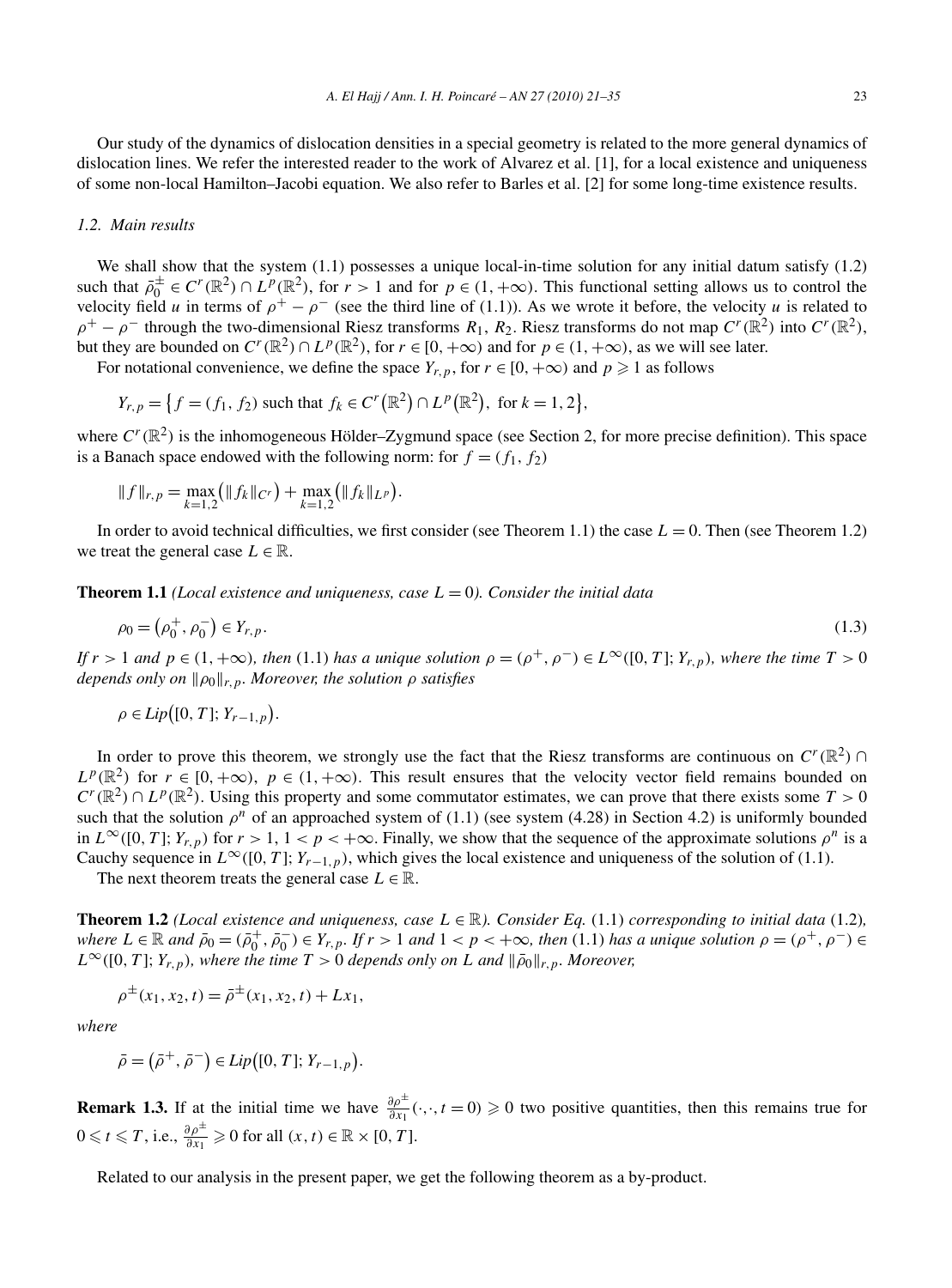Our study of the dynamics of dislocation densities in a special geometry is related to the more general dynamics of dislocation lines. We refer the interested reader to the work of Alvarez et al. [1], for a local existence and uniqueness of some non-local Hamilton–Jacobi equation. We also refer to Barles et al. [2] for some long-time existence results.

### 1.2. Main results

We shall show that the system (1.1) possesses a unique local-in-time solution for any initial datum satisfy (1.2) such that $\bar\rho_0^{\pm} \in C^r(\mathbb{R}^2) \cap L^p(\mathbb{R}^2)$, for $r > 1$ and for $p \in (1, +\infty)$. This functional setting allows us to control the velocity field $u$ in terms of $\rho^+ - \rho^-$ (see the third line of (1.1)). As we wrote it before, the velocity $u$ is related to $\rho^+ - \rho^-$ through the two-dimensional Riesz transforms $R_1$, $R_2$. Riesz transforms do not map $C^r(\mathbb{R}^2)$ into $C^r(\mathbb{R}^2)$, but they are bounded on $C^r(\mathbb{R}^2) \cap L^p(\mathbb{R}^2)$, for $r \in [0, +\infty)$ and for $p \in (1, +\infty)$, as we will see later.

For notational convenience, we define the space $Y_{r,p}$, for $r \in [0, +\infty)$ and $p \geqslant 1$ as follows

$$Y_{r,p} = \left\{ f = (f_1, f_2) \text{ such that } f_k \in C^r\left(\mathbb{R}^2\right) \cap L^p\left(\mathbb{R}^2\right), \text{ for } k = 1, 2 \right\},$$

where $C^r(\mathbb{R}^2)$ is the inhomogeneous Hölder–Zygmund space (see Section 2, for more precise definition). This space is a Banach space endowed with the following norm: for $f = (f_1, f_2)$

$$\|f\|_{r,p} = \max_{k=1,2}\left(\|f_k\|_{C^r}\right) + \max_{k=1,2}\left(\|f_k\|_{L^p}\right).$$

In order to avoid technical difficulties, we first consider (see Theorem 1.1) the case $L = 0$. Then (see Theorem 1.2) we treat the general case $L \in \mathbb{R}$.

**Theorem 1.1** *(Local existence and uniqueness, case $L = 0$). Consider the initial data*

$$\rho_0 = \left(\rho_0^+, \rho_0^-\right) \in Y_{r,p}. \tag{1.3}$$

*If $r > 1$ and $p \in (1, +\infty)$, then* (1.1) *has a unique solution $\rho = (\rho^+, \rho^-) \in L^\infty([0, T]; Y_{r,p})$, where the time $T > 0$ depends only on $\|\rho_0\|_{r,p}$. Moreover, the solution $\rho$ satisfies*

$$\rho \in Lip\left([0, T]; Y_{r-1,p}\right).$$

In order to prove this theorem, we strongly use the fact that the Riesz transforms are continuous on $C^r(\mathbb{R}^2) \cap L^p(\mathbb{R}^2)$ for $r \in [0, +\infty)$, $p \in (1, +\infty)$. This result ensures that the velocity vector field remains bounded on $C^r(\mathbb{R}^2) \cap L^p(\mathbb{R}^2)$. Using this property and some commutator estimates, we can prove that there exists some $T > 0$ such that the solution $\rho^n$ of an approached system of (1.1) (see system (4.28) in Section 4.2) is uniformly bounded in $L^\infty([0, T]; Y_{r,p})$ for $r > 1$, $1 < p < +\infty$. Finally, we show that the sequence of the approximate solutions $\rho^n$ is a Cauchy sequence in $L^\infty([0, T]; Y_{r-1,p})$, which gives the local existence and uniqueness of the solution of (1.1).

The next theorem treats the general case $L \in \mathbb{R}$.

**Theorem 1.2** *(Local existence and uniqueness, case $L \in \mathbb{R}$). Consider Eq.* (1.1) *corresponding to initial data* (1.2)*, where $L \in \mathbb{R}$ and $\bar\rho_0 = (\bar\rho_0^+, \bar\rho_0^-) \in Y_{r,p}$. If $r > 1$ and $1 < p < +\infty$, then* (1.1) *has a unique solution $\rho = (\rho^+, \rho^-) \in L^\infty([0, T]; Y_{r,p})$, where the time $T > 0$ depends only on $L$ and $\|\bar\rho_0\|_{r,p}$. Moreover,*

$$\rho^{\pm}(x_1, x_2, t) = \bar\rho^{\pm}(x_1, x_2, t) + L x_1,$$

*where*

$$\bar\rho = \left(\bar\rho^+, \bar\rho^-\right) \in Lip\left([0, T]; Y_{r-1,p}\right).$$

**Remark 1.3.** If at the initial time we have $\frac{\partial \rho^{\pm}}{\partial x_1}(\cdot, \cdot, t = 0) \geqslant 0$ two positive quantities, then this remains true for $0 \leqslant t \leqslant T$, i.e., $\frac{\partial \rho^{\pm}}{\partial x_1} \geqslant 0$ for all $(x, t) \in \mathbb{R} \times [0, T]$.

Related to our analysis in the present paper, we get the following theorem as a by-product.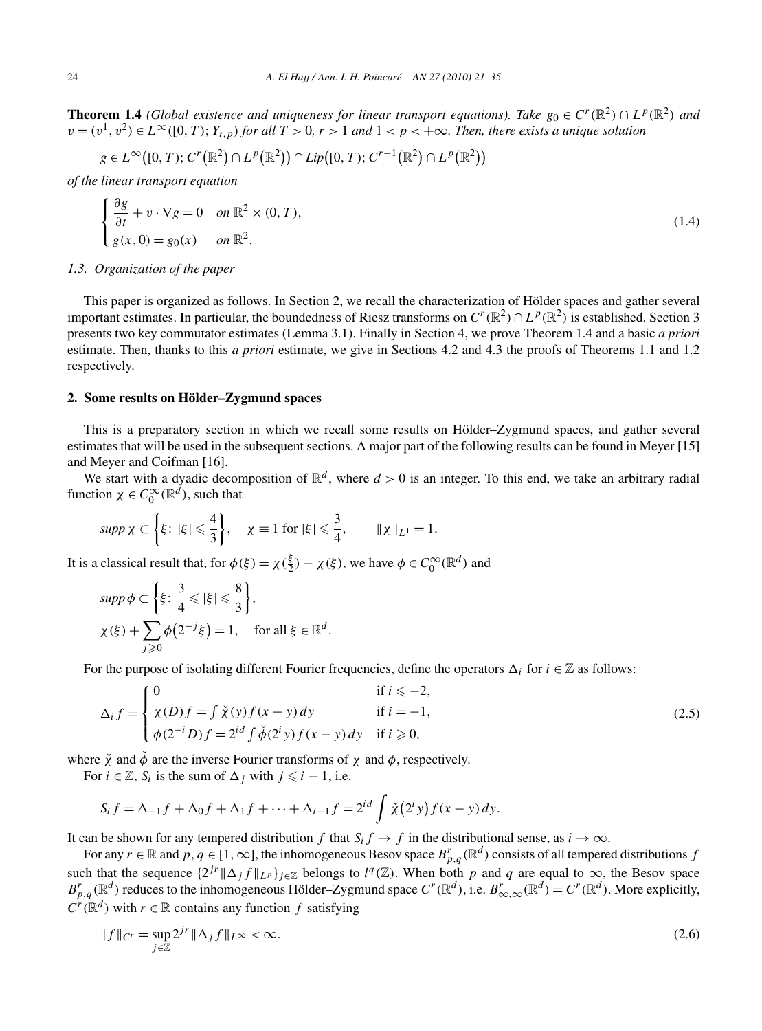**Theorem 1.4** *(Global existence and uniqueness for linear transport equations). Take $g_0 \in C^r(\mathbb{R}^2) \cap L^p(\mathbb{R}^2)$ and $v = (v^1, v^2) \in L^\infty([0,T); Y_{r,p})$ for all $T > 0$, $r > 1$ and $1 < p < +\infty$. Then, there exists a unique solution*

$$g \in L^\infty\big([0,T); C^r\big(\mathbb{R}^2\big) \cap L^p\big(\mathbb{R}^2\big)\big) \cap Lip\big([0,T); C^{r-1}\big(\mathbb{R}^2\big) \cap L^p\big(\mathbb{R}^2\big)\big)$$

*of the linear transport equation*

$$\begin{cases} \dfrac{\partial g}{\partial t} + v \cdot \nabla g = 0 & \text{on } \mathbb{R}^2 \times (0,T), \\ g(x,0) = g_0(x) & \text{on } \mathbb{R}^2. \end{cases} \tag{1.4}$$

### 1.3. Organization of the paper

This paper is organized as follows. In Section 2, we recall the characterization of Hölder spaces and gather several important estimates. In particular, the boundedness of Riesz transforms on $C^r(\mathbb{R}^2) \cap L^p(\mathbb{R}^2)$ is established. Section 3 presents two key commutator estimates (Lemma 3.1). Finally in Section 4, we prove Theorem 1.4 and a basic *a priori* estimate. Then, thanks to this *a priori* estimate, we give in Sections 4.2 and 4.3 the proofs of Theorems 1.1 and 1.2 respectively.

## 2. Some results on Hölder–Zygmund spaces

This is a preparatory section in which we recall some results on Hölder–Zygmund spaces, and gather several estimates that will be used in the subsequent sections. A major part of the following results can be found in Meyer [15] and Meyer and Coifman [16].

We start with a dyadic decomposition of $\mathbb{R}^d$, where $d > 0$ is an integer. To this end, we take an arbitrary radial function $\chi \in C_0^\infty(\mathbb{R}^d)$, such that

$$supp\, \chi \subset \left\{\xi\colon |\xi| \leqslant \frac{4}{3}\right\}, \quad \chi \equiv 1 \text{ for } |\xi| \leqslant \frac{3}{4}, \qquad \|\chi\|_{L^1} = 1.$$

It is a classical result that, for $\phi(\xi) = \chi(\frac{\xi}{2}) - \chi(\xi)$, we have $\phi \in C_0^\infty(\mathbb{R}^d)$ and

$$supp\, \phi \subset \left\{\xi\colon \frac{3}{4} \leqslant |\xi| \leqslant \frac{8}{3}\right\},$$

$$\chi(\xi) + \sum_{j \geqslant 0} \phi\big(2^{-j}\xi\big) = 1, \quad \text{for all } \xi \in \mathbb{R}^d.$$

For the purpose of isolating different Fourier frequencies, define the operators $\Delta_i$ for $i \in \mathbb{Z}$ as follows:

$$\Delta_i f = \begin{cases} 0 & \text{if } i \leqslant -2, \\ \chi(D) f = \int \check{\chi}(y) f(x-y)\, dy & \text{if } i = -1, \\ \phi(2^{-i}D) f = 2^{id} \int \check{\phi}(2^i y) f(x-y)\, dy & \text{if } i \geqslant 0, \end{cases} \tag{2.5}$$

where $\check{\chi}$ and $\check{\phi}$ are the inverse Fourier transforms of $\chi$ and $\phi$, respectively.

For $i \in \mathbb{Z}$, $S_i$ is the sum of $\Delta_j$ with $j \leqslant i-1$, i.e.

$$S_i f = \Delta_{-1} f + \Delta_0 f + \Delta_1 f + \cdots + \Delta_{i-1} f = 2^{id} \int \check{\chi}\big(2^i y\big) f(x-y)\, dy.$$

It can be shown for any tempered distribution $f$ that $S_i f \to f$ in the distributional sense, as $i \to \infty$.

For any $r \in \mathbb{R}$ and $p, q \in [1, \infty]$, the inhomogeneous Besov space $B^r_{p,q}(\mathbb{R}^d)$ consists of all tempered distributions $f$ such that the sequence $\{2^{jr} \|\Delta_j f\|_{L^p}\}_{j \in \mathbb{Z}}$ belongs to $l^q(\mathbb{Z})$. When both $p$ and $q$ are equal to $\infty$, the Besov space $B^r_{p,q}(\mathbb{R}^d)$ reduces to the inhomogeneous Hölder–Zygmund space $C^r(\mathbb{R}^d)$, i.e. $B^r_{\infty,\infty}(\mathbb{R}^d) = C^r(\mathbb{R}^d)$. More explicitly, $C^r(\mathbb{R}^d)$ with $r \in \mathbb{R}$ contains any function $f$ satisfying

$$\|f\|_{C^r} = \sup_{j \in \mathbb{Z}} 2^{jr} \|\Delta_j f\|_{L^\infty} < \infty. \tag{2.6}$$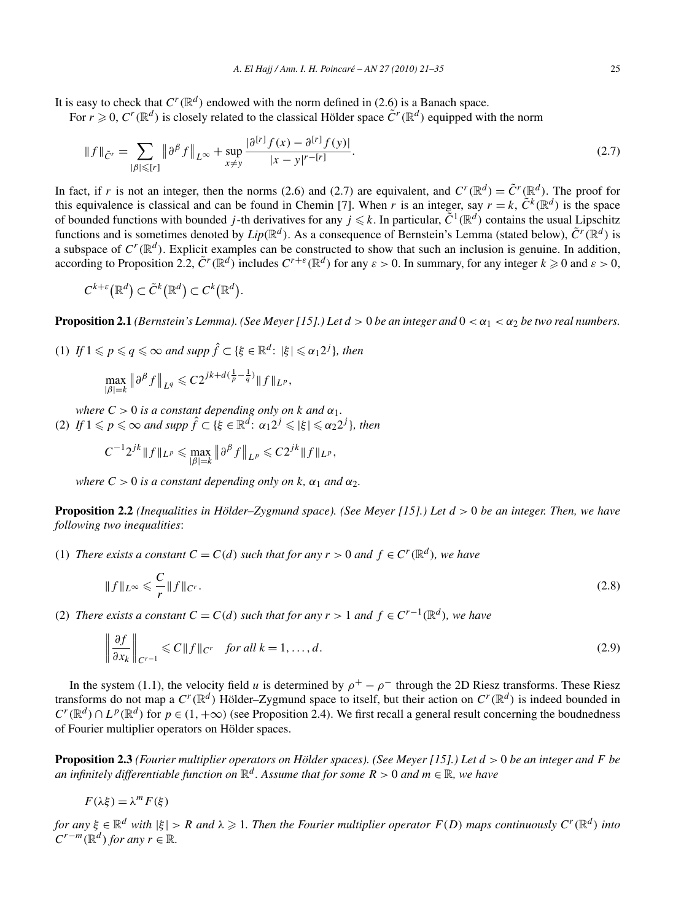It is easy to check that $C^r(\mathbb{R}^d)$ endowed with the norm defined in (2.6) is a Banach space.

For $r \geqslant 0$, $C^r(\mathbb{R}^d)$ is closely related to the classical Hölder space $\tilde{C}^r(\mathbb{R}^d)$ equipped with the norm

$$\|f\|_{\tilde{C}^r} = \sum_{|\beta| \leqslant [r]} \left\|\partial^\beta f\right\|_{L^\infty} + \sup_{x \neq y} \frac{|\partial^{[r]} f(x) - \partial^{[r]} f(y)|}{|x-y|^{r-[r]}}. \tag{2.7}$$

In fact, if $r$ is not an integer, then the norms (2.6) and (2.7) are equivalent, and $C^r(\mathbb{R}^d) = \tilde{C}^r(\mathbb{R}^d)$. The proof for this equivalence is classical and can be found in Chemin [7]. When $r$ is an integer, say $r = k$, $\tilde{C}^k(\mathbb{R}^d)$ is the space of bounded functions with bounded $j$-th derivatives for any $j \leqslant k$. In particular, $\tilde{C}^1(\mathbb{R}^d)$ contains the usual Lipschitz functions and is sometimes denoted by $Lip(\mathbb{R}^d)$. As a consequence of Bernstein's Lemma (stated below), $\tilde{C}^r(\mathbb{R}^d)$ is a subspace of $C^r(\mathbb{R}^d)$. Explicit examples can be constructed to show that such an inclusion is genuine. In addition, according to Proposition 2.2, $\tilde{C}^r(\mathbb{R}^d)$ includes $C^{r+\varepsilon}(\mathbb{R}^d)$ for any $\varepsilon > 0$. In summary, for any integer $k \geqslant 0$ and $\varepsilon > 0$,

$$C^{k+\varepsilon}(\mathbb{R}^d) \subset \tilde{C}^k(\mathbb{R}^d) \subset C^k(\mathbb{R}^d).$$

**Proposition 2.1** *(Bernstein's Lemma). (See Meyer [15].) Let $d > 0$ be an integer and $0 < \alpha_1 < \alpha_2$ be two real numbers.*

(1) *If $1 \leqslant p \leqslant q \leqslant \infty$ and $\operatorname{supp} \hat{f} \subset \{\xi \in \mathbb{R}^d\colon |\xi| \leqslant \alpha_1 2^j\}$, then*

$$\max_{|\beta|=k} \left\|\partial^\beta f\right\|_{L^q} \leqslant C 2^{jk + d(\frac{1}{p} - \frac{1}{q})} \|f\|_{L^p},$$

*where $C > 0$ is a constant depending only on $k$ and $\alpha_1$.*

(2) *If $1 \leqslant p \leqslant \infty$ and $\operatorname{supp} \hat{f} \subset \{\xi \in \mathbb{R}^d\colon \alpha_1 2^j \leqslant |\xi| \leqslant \alpha_2 2^j\}$, then*

$$C^{-1} 2^{jk} \|f\|_{L^p} \leqslant \max_{|\beta|=k} \left\|\partial^\beta f\right\|_{L^p} \leqslant C 2^{jk} \|f\|_{L^p},$$

*where $C > 0$ is a constant depending only on $k$, $\alpha_1$ and $\alpha_2$.*

**Proposition 2.2** *(Inequalities in Hölder–Zygmund space). (See Meyer [15].) Let $d > 0$ be an integer. Then, we have following two inequalities*:

(1) *There exists a constant $C = C(d)$ such that for any $r > 0$ and $f \in C^r(\mathbb{R}^d)$, we have*

$$\|f\|_{L^\infty} \leqslant \frac{C}{r} \|f\|_{C^r}. \tag{2.8}$$

(2) *There exists a constant $C = C(d)$ such that for any $r > 1$ and $f \in C^{r-1}(\mathbb{R}^d)$, we have*

$$\left\|\frac{\partial f}{\partial x_k}\right\|_{C^{r-1}} \leqslant C \|f\|_{C^r} \quad \text{for all } k = 1, \ldots, d. \tag{2.9}$$

In the system (1.1), the velocity field $u$ is determined by $\rho^+ - \rho^-$ through the 2D Riesz transforms. These Riesz transforms do not map a $C^r(\mathbb{R}^d)$ Hölder–Zygmund space to itself, but their action on $C^r(\mathbb{R}^d)$ is indeed bounded in $C^r(\mathbb{R}^d) \cap L^p(\mathbb{R}^d)$ for $p \in (1, +\infty)$ (see Proposition 2.4). We first recall a general result concerning the boudnedness of Fourier multiplier operators on Hölder spaces.

**Proposition 2.3** *(Fourier multiplier operators on Hölder spaces). (See Meyer [15].) Let $d > 0$ be an integer and $F$ be an infinitely differentiable function on $\mathbb{R}^d$. Assume that for some $R > 0$ and $m \in \mathbb{R}$, we have*

$$F(\lambda \xi) = \lambda^m F(\xi)$$

*for any $\xi \in \mathbb{R}^d$ with $|\xi| > R$ and $\lambda \geqslant 1$. Then the Fourier multiplier operator $F(D)$ maps continuously $C^r(\mathbb{R}^d)$ into $C^{r-m}(\mathbb{R}^d)$ for any $r \in \mathbb{R}$.*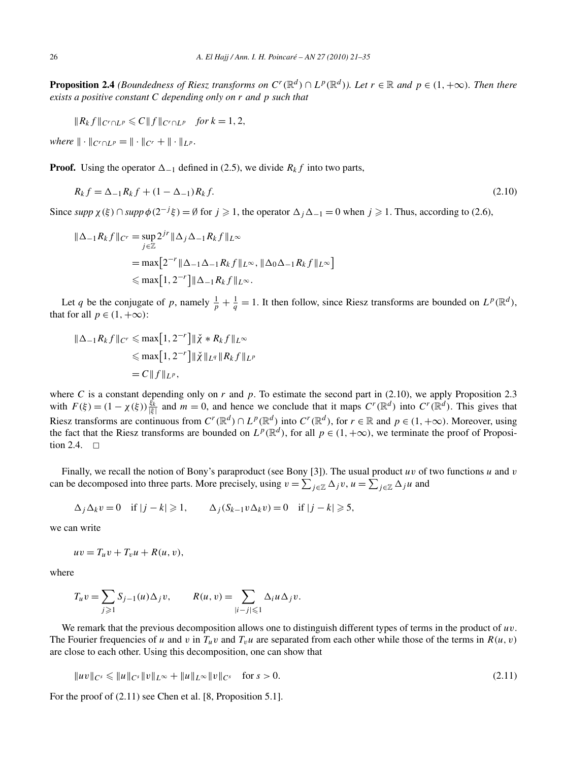**Proposition 2.4** *(Boundedness of Riesz transforms on $C^r(\mathbb{R}^d) \cap L^p(\mathbb{R}^d)$). Let $r \in \mathbb{R}$ and $p \in (1, +\infty)$. Then there exists a positive constant $C$ depending only on $r$ and $p$ such that*

$$\|R_k f\|_{C^r \cap L^p} \leqslant C\|f\|_{C^r \cap L^p} \quad \text{for } k = 1, 2,$$

*where* $\|\cdot\|_{C^r \cap L^p} = \|\cdot\|_{C^r} + \|\cdot\|_{L^p}$.

**Proof.** Using the operator $\Delta_{-1}$ defined in (2.5), we divide $R_k f$ into two parts,

$$R_k f = \Delta_{-1} R_k f + (1 - \Delta_{-1}) R_k f. \tag{2.10}$$

Since *supp* $\chi(\xi) \cap$ *supp* $\phi(2^{-j}\xi) = \emptyset$ for $j \geqslant 1$, the operator $\Delta_j \Delta_{-1} = 0$ when $j \geqslant 1$. Thus, according to (2.6),

$$\begin{aligned}
\|\Delta_{-1} R_k f\|_{C^r} &= \sup_{j \in \mathbb{Z}} 2^{jr} \|\Delta_j \Delta_{-1} R_k f\|_{L^\infty} \\
&= \max\left[2^{-r}\|\Delta_{-1}\Delta_{-1} R_k f\|_{L^\infty}, \|\Delta_0 \Delta_{-1} R_k f\|_{L^\infty}\right] \\
&\leqslant \max\left[1, 2^{-r}\right]\|\Delta_{-1} R_k f\|_{L^\infty}.
\end{aligned}$$

Let $q$ be the conjugate of $p$, namely $\frac{1}{p} + \frac{1}{q} = 1$. It then follow, since Riesz transforms are bounded on $L^p(\mathbb{R}^d)$, that for all $p \in (1, +\infty)$:

$$\begin{aligned}
\|\Delta_{-1} R_k f\|_{C^r} &\leqslant \max\left[1, 2^{-r}\right]\|\check{\chi} * R_k f\|_{L^\infty} \\
&\leqslant \max\left[1, 2^{-r}\right]\|\check{\chi}\|_{L^q}\|R_k f\|_{L^p} \\
&= C\|f\|_{L^p},
\end{aligned}$$

where $C$ is a constant depending only on $r$ and $p$. To estimate the second part in (2.10), we apply Proposition 2.3 with $F(\xi) = (1 - \chi(\xi))\frac{\xi_k}{|\xi|}$ and $m = 0$, and hence we conclude that it maps $C^r(\mathbb{R}^d)$ into $C^r(\mathbb{R}^d)$. This gives that Riesz transforms are continuous from $C^r(\mathbb{R}^d) \cap L^p(\mathbb{R}^d)$ into $C^r(\mathbb{R}^d)$, for $r \in \mathbb{R}$ and $p \in (1, +\infty)$. Moreover, using the fact that the Riesz transforms are bounded on $L^p(\mathbb{R}^d)$, for all $p \in (1, +\infty)$, we terminate the proof of Proposition 2.4. $\square$

Finally, we recall the notion of Bony's paraproduct (see Bony [3]). The usual product $uv$ of two functions $u$ and $v$ can be decomposed into three parts. More precisely, using $v = \sum_{j \in \mathbb{Z}} \Delta_j v$, $u = \sum_{j \in \mathbb{Z}} \Delta_j u$ and

$$\Delta_j \Delta_k v = 0 \quad \text{if } |j - k| \geqslant 1, \qquad \Delta_j(S_{k-1} v \Delta_k v) = 0 \quad \text{if } |j - k| \geqslant 5,$$

we can write

$$uv = T_u v + T_v u + R(u, v),$$

where

$$T_u v = \sum_{j \geqslant 1} S_{j-1}(u)\Delta_j v, \qquad R(u, v) = \sum_{|i-j| \leqslant 1} \Delta_i u \Delta_j v.$$

We remark that the previous decomposition allows one to distinguish different types of terms in the product of $uv$. The Fourier frequencies of $u$ and $v$ in $T_u v$ and $T_v u$ are separated from each other while those of the terms in $R(u, v)$ are close to each other. Using this decomposition, one can show that

$$\|uv\|_{C^s} \leqslant \|u\|_{C^s}\|v\|_{L^\infty} + \|u\|_{L^\infty}\|v\|_{C^s} \quad \text{for } s > 0. \tag{2.11}$$

For the proof of (2.11) see Chen et al. [8, Proposition 5.1].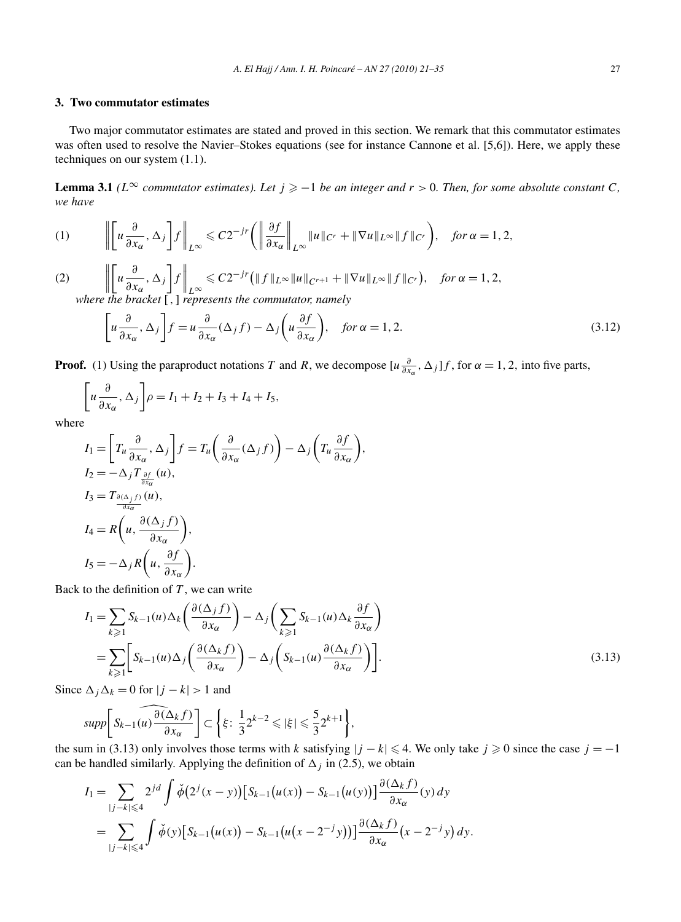## 3. Two commutator estimates

Two major commutator estimates are stated and proved in this section. We remark that this commutator estimates was often used to resolve the Navier–Stokes equations (see for instance Cannone et al. [5,6]). Here, we apply these techniques on our system (1.1).

**Lemma 3.1** *($L^\infty$ commutator estimates). Let $j \geqslant -1$ be an integer and $r > 0$. Then, for some absolute constant $C$, we have*

$$(1) \qquad \left\| \left[ u\frac{\partial}{\partial x_\alpha}, \Delta_j \right] f \right\|_{L^\infty} \leqslant C 2^{-jr} \left( \left\| \frac{\partial f}{\partial x_\alpha} \right\|_{L^\infty} \|u\|_{C^r} + \|\nabla u\|_{L^\infty} \|f\|_{C^r} \right), \quad \textit{for } \alpha = 1, 2,$$

$$(2) \qquad \left\| \left[ u\frac{\partial}{\partial x_\alpha}, \Delta_j \right] f \right\|_{L^\infty} \leqslant C 2^{-jr} \left( \|f\|_{L^\infty} \|u\|_{C^{r+1}} + \|\nabla u\|_{L^\infty} \|f\|_{C^r} \right), \quad \textit{for } \alpha = 1, 2,$$

*where the bracket* [ , ] *represents the commutator, namely*

$$\left[ u\frac{\partial}{\partial x_\alpha}, \Delta_j \right] f = u\frac{\partial}{\partial x_\alpha}(\Delta_j f) - \Delta_j \left( u \frac{\partial f}{\partial x_\alpha} \right), \quad \textit{for } \alpha = 1, 2. \tag{3.12}$$

**Proof.** (1) Using the paraproduct notations $T$ and $R$, we decompose $[u\frac{\partial}{\partial x_\alpha}, \Delta_j] f$, for $\alpha = 1, 2,$ into five parts,

$$\left[ u\frac{\partial}{\partial x_\alpha}, \Delta_j \right] \rho = I_1 + I_2 + I_3 + I_4 + I_5,$$

where

$$\begin{aligned}
I_1 &= \left[ T_u \frac{\partial}{\partial x_\alpha}, \Delta_j \right] f = T_u \left( \frac{\partial}{\partial x_\alpha}(\Delta_j f) \right) - \Delta_j \left( T_u \frac{\partial f}{\partial x_\alpha} \right), \\
I_2 &= -\Delta_j T_{\frac{\partial f}{\partial x_\alpha}}(u), \\
I_3 &= T_{\frac{\partial(\Delta_j f)}{\partial x_\alpha}}(u), \\
I_4 &= R\left( u, \frac{\partial(\Delta_j f)}{\partial x_\alpha} \right), \\
I_5 &= -\Delta_j R\left( u, \frac{\partial f}{\partial x_\alpha} \right).
\end{aligned}$$

Back to the definition of $T$, we can write

$$\begin{aligned}
I_1 &= \sum_{k \geqslant 1} S_{k-1}(u) \Delta_k \left( \frac{\partial(\Delta_j f)}{\partial x_\alpha} \right) - \Delta_j \left( \sum_{k \geqslant 1} S_{k-1}(u) \Delta_k \frac{\partial f}{\partial x_\alpha} \right) \\
&= \sum_{k \geqslant 1} \left[ S_{k-1}(u) \Delta_j \left( \frac{\partial(\Delta_k f)}{\partial x_\alpha} \right) - \Delta_j \left( S_{k-1}(u) \frac{\partial(\Delta_k f)}{\partial x_\alpha} \right) \right].
\end{aligned} \tag{3.13}$$

Since $\Delta_j \Delta_k = 0$ for $|j - k| > 1$ and

$$supp \left[ \widehat{S_{k-1}(u) \frac{\partial(\Delta_k f)}{\partial x_\alpha}} \right] \subset \left\{ \xi \colon \frac{1}{3} 2^{k-2} \leqslant |\xi| \leqslant \frac{5}{3} 2^{k+1} \right\},$$

the sum in (3.13) only involves those terms with $k$ satisfying $|j - k| \leqslant 4$. We only take $j \geqslant 0$ since the case $j = -1$ can be handled similarly. Applying the definition of $\Delta_j$ in (2.5), we obtain

$$\begin{aligned}
I_1 &= \sum_{|j-k| \leqslant 4} 2^{jd} \int \check{\phi}\big(2^j(x - y)\big) \big[ S_{k-1}\big(u(x)\big) - S_{k-1}\big(u(y)\big) \big] \frac{\partial(\Delta_k f)}{\partial x_\alpha}(y)\, dy \\
&= \sum_{|j-k| \leqslant 4} \int \check{\phi}(y) \big[ S_{k-1}\big(u(x)\big) - S_{k-1}\big(u\big(x - 2^{-j} y\big)\big) \big] \frac{\partial(\Delta_k f)}{\partial x_\alpha}\big(x - 2^{-j} y\big)\, dy.
\end{aligned}$$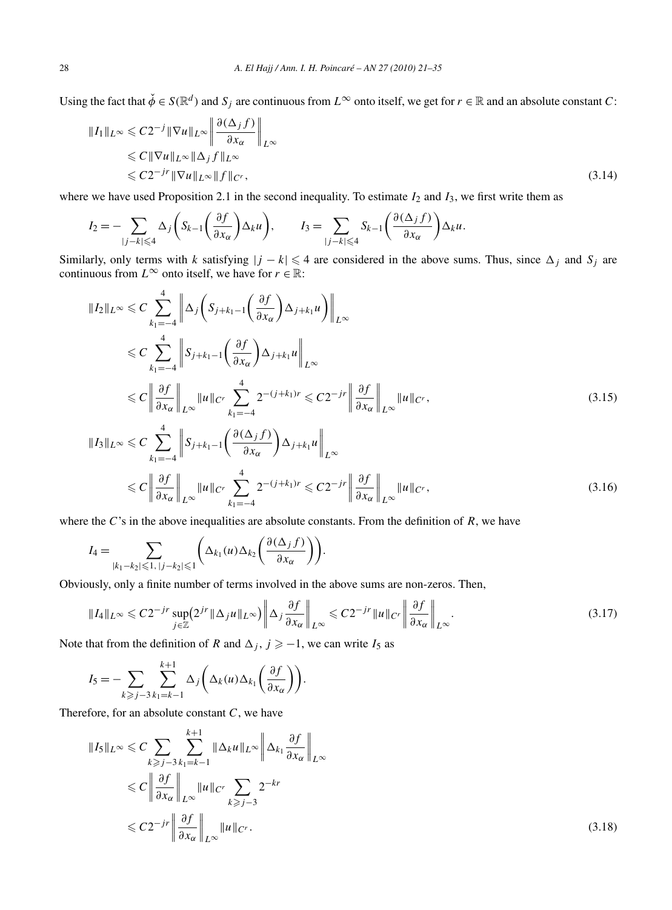Using the fact that $\check{\phi} \in S(\mathbb{R}^d)$ and $S_j$ are continuous from $L^\infty$ onto itself, we get for $r \in \mathbb{R}$ and an absolute constant $C$:

$$
\begin{aligned}
\|I_1\|_{L^\infty} &\leqslant C2^{-j}\|\nabla u\|_{L^\infty}\left\|\frac{\partial(\Delta_j f)}{\partial x_\alpha}\right\|_{L^\infty} \\
&\leqslant C\|\nabla u\|_{L^\infty}\|\Delta_j f\|_{L^\infty} \\
&\leqslant C2^{-jr}\|\nabla u\|_{L^\infty}\|f\|_{C^r},
\end{aligned}
\tag{3.14}
$$

where we have used Proposition 2.1 in the second inequality. To estimate $I_2$ and $I_3$, we first write them as

$$
I_2 = -\sum_{|j-k|\leqslant 4}\Delta_j\left(S_{k-1}\left(\frac{\partial f}{\partial x_\alpha}\right)\Delta_k u\right), \qquad I_3 = \sum_{|j-k|\leqslant 4} S_{k-1}\left(\frac{\partial(\Delta_j f)}{\partial x_\alpha}\right)\Delta_k u.
$$

Similarly, only terms with $k$ satisfying $|j-k| \leqslant 4$ are considered in the above sums. Thus, since $\Delta_j$ and $S_j$ are continuous from $L^\infty$ onto itself, we have for $r \in \mathbb{R}$:

$$
\begin{aligned}
\|I_2\|_{L^\infty} &\leqslant C\sum_{k_1=-4}^{4}\left\|\Delta_j\left(S_{j+k_1-1}\left(\frac{\partial f}{\partial x_\alpha}\right)\Delta_{j+k_1}u\right)\right\|_{L^\infty} \\
&\leqslant C\sum_{k_1=-4}^{4}\left\|S_{j+k_1-1}\left(\frac{\partial f}{\partial x_\alpha}\right)\Delta_{j+k_1}u\right\|_{L^\infty} \\
&\leqslant C\left\|\frac{\partial f}{\partial x_\alpha}\right\|_{L^\infty}\|u\|_{C^r}\sum_{k_1=-4}^{4}2^{-(j+k_1)r} \leqslant C2^{-jr}\left\|\frac{\partial f}{\partial x_\alpha}\right\|_{L^\infty}\|u\|_{C^r},
\end{aligned}
\tag{3.15}
$$

$$
\begin{aligned}
\|I_3\|_{L^\infty} &\leqslant C\sum_{k_1=-4}^{4}\left\|S_{j+k_1-1}\left(\frac{\partial(\Delta_j f)}{\partial x_\alpha}\right)\Delta_{j+k_1}u\right\|_{L^\infty} \\
&\leqslant C\left\|\frac{\partial f}{\partial x_\alpha}\right\|_{L^\infty}\|u\|_{C^r}\sum_{k_1=-4}^{4}2^{-(j+k_1)r} \leqslant C2^{-jr}\left\|\frac{\partial f}{\partial x_\alpha}\right\|_{L^\infty}\|u\|_{C^r},
\end{aligned}
\tag{3.16}
$$

where the $C$'s in the above inequalities are absolute constants. From the definition of $R$, we have

$$
I_4 = \sum_{|k_1-k_2|\leqslant 1,\, |j-k_2|\leqslant 1}\left(\Delta_{k_1}(u)\Delta_{k_2}\left(\frac{\partial(\Delta_j f)}{\partial x_\alpha}\right)\right).
$$

Obviously, only a finite number of terms involved in the above sums are non-zeros. Then,

$$
\|I_4\|_{L^\infty} \leqslant C2^{-jr}\sup_{j\in\mathbb{Z}}\left(2^{jr}\|\Delta_j u\|_{L^\infty}\right)\left\|\Delta_j\frac{\partial f}{\partial x_\alpha}\right\|_{L^\infty} \leqslant C2^{-jr}\|u\|_{C^r}\left\|\frac{\partial f}{\partial x_\alpha}\right\|_{L^\infty}.
\tag{3.17}
$$

Note that from the definition of $R$ and $\Delta_j$, $j \geqslant -1$, we can write $I_5$ as

$$
I_5 = -\sum_{k\geqslant j-3}\sum_{k_1=k-1}^{k+1}\Delta_j\left(\Delta_k(u)\Delta_{k_1}\left(\frac{\partial f}{\partial x_\alpha}\right)\right).
$$

Therefore, for an absolute constant $C$, we have

$$
\begin{aligned}
\|I_5\|_{L^\infty} &\leqslant C\sum_{k\geqslant j-3}\sum_{k_1=k-1}^{k+1}\|\Delta_k u\|_{L^\infty}\left\|\Delta_{k_1}\frac{\partial f}{\partial x_\alpha}\right\|_{L^\infty} \\
&\leqslant C\left\|\frac{\partial f}{\partial x_\alpha}\right\|_{L^\infty}\|u\|_{C^r}\sum_{k\geqslant j-3}2^{-kr} \\
&\leqslant C2^{-jr}\left\|\frac{\partial f}{\partial x_\alpha}\right\|_{L^\infty}\|u\|_{C^r}.
\end{aligned}
\tag{3.18}
$$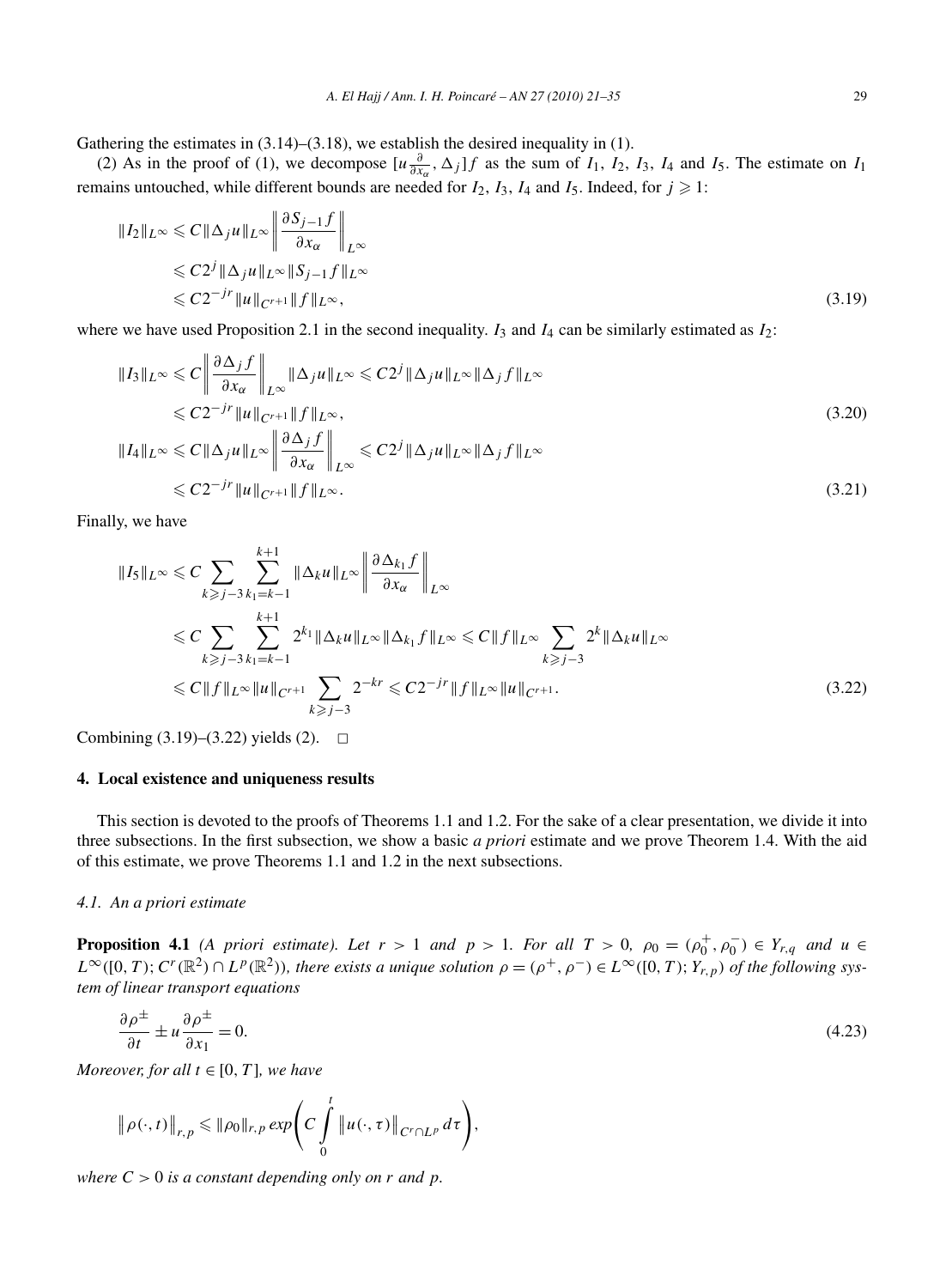Gathering the estimates in (3.14)–(3.18), we establish the desired inequality in (1).

(2) As in the proof of (1), we decompose $[u\frac{\partial}{\partial x_\alpha}, \Delta_j]f$ as the sum of $I_1$, $I_2$, $I_3$, $I_4$ and $I_5$. The estimate on $I_1$ remains untouched, while different bounds are needed for $I_2$, $I_3$, $I_4$ and $I_5$. Indeed, for $j \geqslant 1$:

$$
\begin{aligned}
\|I_2\|_{L^\infty} &\leqslant C\|\Delta_j u\|_{L^\infty}\left\|\frac{\partial S_{j-1}f}{\partial x_\alpha}\right\|_{L^\infty} \\
&\leqslant C2^j\|\Delta_j u\|_{L^\infty}\|S_{j-1}f\|_{L^\infty} \\
&\leqslant C2^{-jr}\|u\|_{C^{r+1}}\|f\|_{L^\infty},
\end{aligned}
\tag{3.19}
$$

where we have used Proposition 2.1 in the second inequality. $I_3$ and $I_4$ can be similarly estimated as $I_2$:

$$
\begin{aligned}
\|I_3\|_{L^\infty} &\leqslant C\left\|\frac{\partial \Delta_j f}{\partial x_\alpha}\right\|_{L^\infty}\|\Delta_j u\|_{L^\infty} \leqslant C2^j\|\Delta_j u\|_{L^\infty}\|\Delta_j f\|_{L^\infty} \\
&\leqslant C2^{-jr}\|u\|_{C^{r+1}}\|f\|_{L^\infty},
\end{aligned}
\tag{3.20}
$$

$$
\begin{aligned}
\|I_4\|_{L^\infty} &\leqslant C\|\Delta_j u\|_{L^\infty}\left\|\frac{\partial \Delta_j f}{\partial x_\alpha}\right\|_{L^\infty} \leqslant C2^j\|\Delta_j u\|_{L^\infty}\|\Delta_j f\|_{L^\infty} \\
&\leqslant C2^{-jr}\|u\|_{C^{r+1}}\|f\|_{L^\infty}.
\end{aligned}
\tag{3.21}
$$

Finally, we have

$$
\begin{aligned}
\|I_5\|_{L^\infty} &\leqslant C\sum_{k\geqslant j-3}\sum_{k_1=k-1}^{k+1}\|\Delta_k u\|_{L^\infty}\left\|\frac{\partial \Delta_{k_1} f}{\partial x_\alpha}\right\|_{L^\infty} \\
&\leqslant C\sum_{k\geqslant j-3}\sum_{k_1=k-1}^{k+1}2^{k_1}\|\Delta_k u\|_{L^\infty}\|\Delta_{k_1} f\|_{L^\infty} \leqslant C\|f\|_{L^\infty}\sum_{k\geqslant j-3}2^k\|\Delta_k u\|_{L^\infty} \\
&\leqslant C\|f\|_{L^\infty}\|u\|_{C^{r+1}}\sum_{k\geqslant j-3}2^{-kr} \leqslant C2^{-jr}\|f\|_{L^\infty}\|u\|_{C^{r+1}}.
\end{aligned}
\tag{3.22}
$$

Combining (3.19)–(3.22) yields (2). $\square$

## 4. Local existence and uniqueness results

This section is devoted to the proofs of Theorems 1.1 and 1.2. For the sake of a clear presentation, we divide it into three subsections. In the first subsection, we show a basic *a priori* estimate and we prove Theorem 1.4. With the aid of this estimate, we prove Theorems 1.1 and 1.2 in the next subsections.

### 4.1. An a priori estimate

**Proposition 4.1** *(A priori estimate). Let $r > 1$ and $p > 1$. For all $T > 0$, $\rho_0 = (\rho_0^+, \rho_0^-) \in Y_{r,q}$ and $u \in L^\infty([0,T); C^r(\mathbb{R}^2) \cap L^p(\mathbb{R}^2))$, there exists a unique solution $\rho = (\rho^+, \rho^-) \in L^\infty([0,T); Y_{r,p})$ of the following system of linear transport equations*

$$
\frac{\partial \rho^\pm}{\partial t} \pm u\frac{\partial \rho^\pm}{\partial x_1} = 0.
\tag{4.23}
$$

*Moreover, for all $t \in [0,T]$, we have*

$$
\|\rho(\cdot,t)\|_{r,p} \leqslant \|\rho_0\|_{r,p}\, exp\left(C\int_0^t \|u(\cdot,\tau)\|_{C^r\cap L^p}\,d\tau\right),
$$

*where $C > 0$ is a constant depending only on $r$ and $p$.*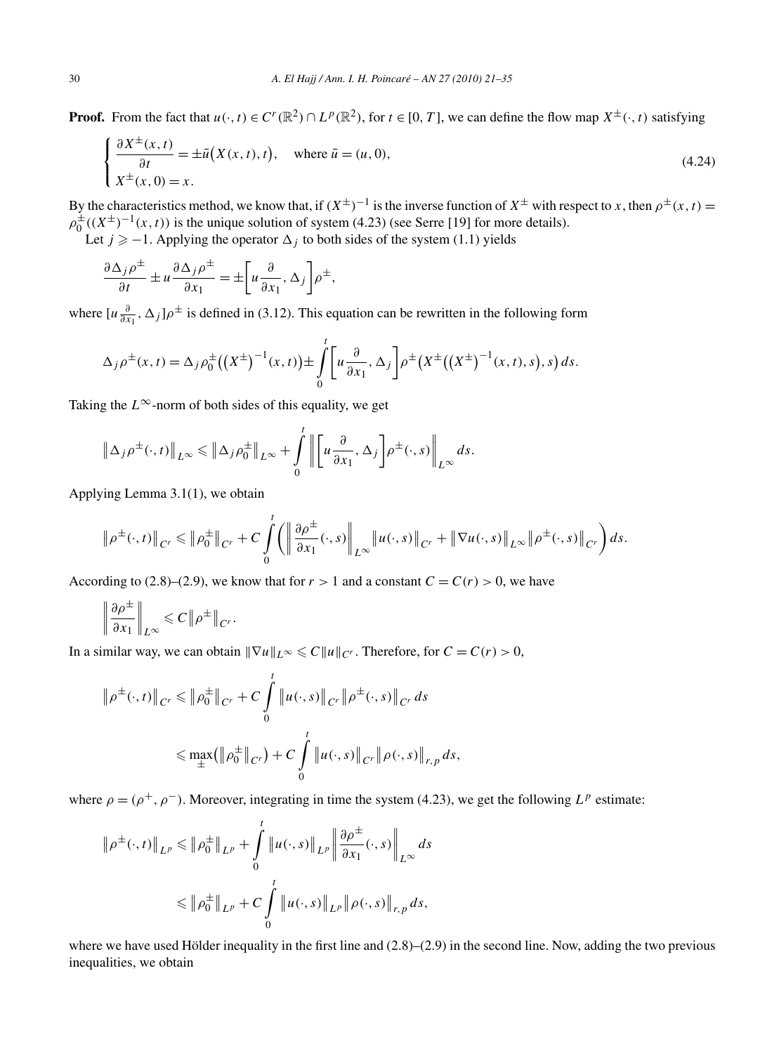**Proof.** From the fact that $u(\cdot,t) \in C^r(\mathbb{R}^2) \cap L^p(\mathbb{R}^2)$, for $t \in [0,T]$, we can define the flow map $X^{\pm}(\cdot,t)$ satisfying

$$\begin{cases} \dfrac{\partial X^{\pm}(x,t)}{\partial t} = \pm \bar{u}\big(X(x,t),t\big), \quad \text{where } \bar{u} = (u,0), \\ X^{\pm}(x,0) = x. \end{cases} \tag{4.24}$$

By the characteristics method, we know that, if $(X^{\pm})^{-1}$ is the inverse function of $X^{\pm}$ with respect to $x$, then $\rho^{\pm}(x,t) = \rho_0^{\pm}((X^{\pm})^{-1}(x,t))$ is the unique solution of system (4.23) (see Serre [19] for more details).

Let $j \geqslant -1$. Applying the operator $\Delta_j$ to both sides of the system (1.1) yields

$$\frac{\partial \Delta_j \rho^{\pm}}{\partial t} \pm u \frac{\partial \Delta_j \rho^{\pm}}{\partial x_1} = \pm \left[ u \frac{\partial}{\partial x_1}, \Delta_j \right] \rho^{\pm},$$

where $[u \frac{\partial}{\partial x_1}, \Delta_j]\rho^{\pm}$ is defined in (3.12). This equation can be rewritten in the following form

$$\Delta_j \rho^{\pm}(x,t) = \Delta_j \rho_0^{\pm}\big((X^{\pm})^{-1}(x,t)\big) \pm \int_0^t \left[ u \frac{\partial}{\partial x_1}, \Delta_j \right] \rho^{\pm}\big(X^{\pm}\big((X^{\pm})^{-1}(x,t),s\big),s\big)\, ds.$$

Taking the $L^\infty$-norm of both sides of this equality, we get

$$\left\| \Delta_j \rho^{\pm}(\cdot,t) \right\|_{L^\infty} \leqslant \left\| \Delta_j \rho_0^{\pm} \right\|_{L^\infty} + \int_0^t \left\| \left[ u \frac{\partial}{\partial x_1}, \Delta_j \right] \rho^{\pm}(\cdot,s) \right\|_{L^\infty} ds.$$

Applying Lemma 3.1(1), we obtain

$$\left\| \rho^{\pm}(\cdot,t) \right\|_{C^r} \leqslant \left\| \rho_0^{\pm} \right\|_{C^r} + C \int_0^t \left( \left\| \frac{\partial \rho^{\pm}}{\partial x_1}(\cdot,s) \right\|_{L^\infty} \left\| u(\cdot,s) \right\|_{C^r} + \left\| \nabla u(\cdot,s) \right\|_{L^\infty} \left\| \rho^{\pm}(\cdot,s) \right\|_{C^r} \right) ds.$$

According to (2.8)–(2.9), we know that for $r > 1$ and a constant $C = C(r) > 0$, we have

$$\left\| \frac{\partial \rho^{\pm}}{\partial x_1} \right\|_{L^\infty} \leqslant C \left\| \rho^{\pm} \right\|_{C^r}.$$

In a similar way, we can obtain $\|\nabla u\|_{L^\infty} \leqslant C \|u\|_{C^r}$. Therefore, for $C = C(r) > 0$,

$$\begin{aligned} \left\| \rho^{\pm}(\cdot,t) \right\|_{C^r} &\leqslant \left\| \rho_0^{\pm} \right\|_{C^r} + C \int_0^t \left\| u(\cdot,s) \right\|_{C^r} \left\| \rho^{\pm}(\cdot,s) \right\|_{C^r} ds \\ &\leqslant \max_{\pm}\big( \left\| \rho_0^{\pm} \right\|_{C^r} \big) + C \int_0^t \left\| u(\cdot,s) \right\|_{C^r} \left\| \rho(\cdot,s) \right\|_{r,p} ds, \end{aligned}$$

where $\rho = (\rho^+, \rho^-)$. Moreover, integrating in time the system (4.23), we get the following $L^p$ estimate:

$$\begin{aligned} \left\| \rho^{\pm}(\cdot,t) \right\|_{L^p} &\leqslant \left\| \rho_0^{\pm} \right\|_{L^p} + \int_0^t \left\| u(\cdot,s) \right\|_{L^p} \left\| \frac{\partial \rho^{\pm}}{\partial x_1}(\cdot,s) \right\|_{L^\infty} ds \\ &\leqslant \left\| \rho_0^{\pm} \right\|_{L^p} + C \int_0^t \left\| u(\cdot,s) \right\|_{L^p} \left\| \rho(\cdot,s) \right\|_{r,p} ds, \end{aligned}$$

where we have used Hölder inequality in the first line and (2.8)–(2.9) in the second line. Now, adding the two previous inequalities, we obtain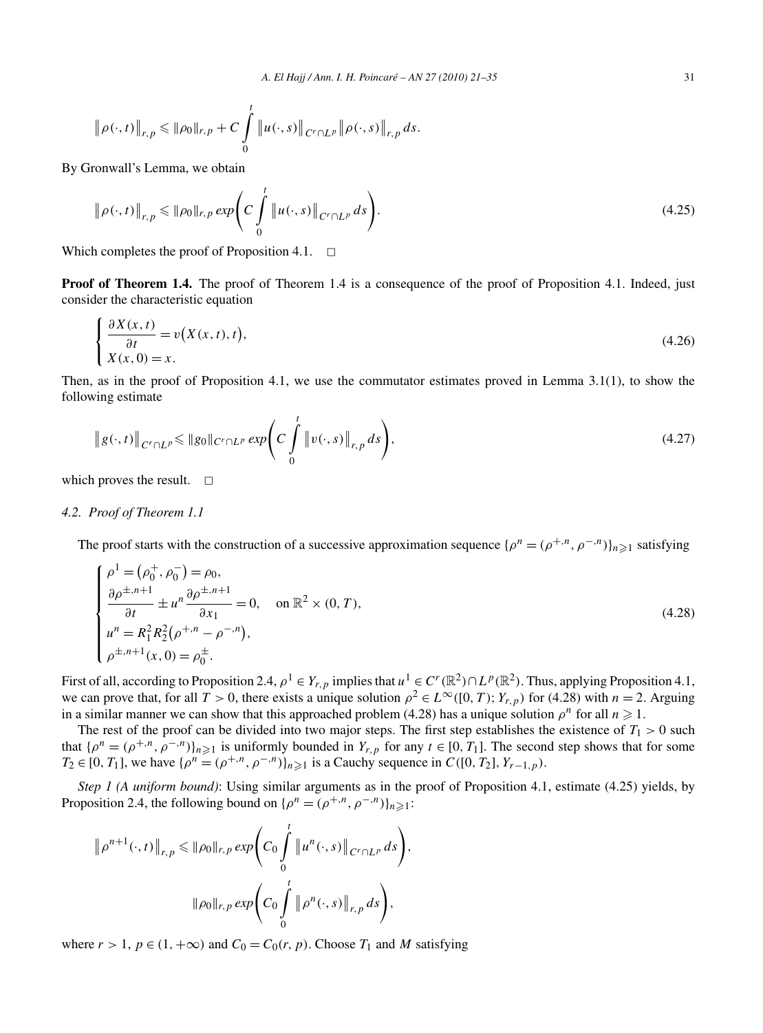$$\left\|\rho(\cdot,t)\right\|_{r,p} \leqslant \|\rho_0\|_{r,p} + C\int_0^t \left\|u(\cdot,s)\right\|_{C^r\cap L^p}\left\|\rho(\cdot,s)\right\|_{r,p}\,ds.$$

By Gronwall's Lemma, we obtain

$$\left\|\rho(\cdot,t)\right\|_{r,p} \leqslant \|\rho_0\|_{r,p}\, exp\left(C\int_0^t \left\|u(\cdot,s)\right\|_{C^r\cap L^p}\,ds\right). \tag{4.25}$$

Which completes the proof of Proposition 4.1. $\square$

**Proof of Theorem 1.4.** The proof of Theorem 1.4 is a consequence of the proof of Proposition 4.1. Indeed, just consider the characteristic equation

$$\begin{cases} \dfrac{\partial X(x,t)}{\partial t} = v\big(X(x,t),t\big), \\ X(x,0) = x. \end{cases} \tag{4.26}$$

Then, as in the proof of Proposition 4.1, we use the commutator estimates proved in Lemma 3.1(1), to show the following estimate

$$\left\|g(\cdot,t)\right\|_{C^r\cap L^p} \leqslant \|g_0\|_{C^r\cap L^p}\, exp\left(C\int_0^t \left\|v(\cdot,s)\right\|_{r,p}\,ds\right), \tag{4.27}$$

which proves the result. $\square$

### *4.2. Proof of Theorem 1.1*

The proof starts with the construction of a successive approximation sequence $\{\rho^n = (\rho^{+,n},\rho^{-,n})\}_{n\geqslant 1}$ satisfying

$$\begin{cases} \rho^1 = \big(\rho_0^+,\rho_0^-\big) = \rho_0, \\ \dfrac{\partial \rho^{\pm,n+1}}{\partial t} \pm u^n \dfrac{\partial \rho^{\pm,n+1}}{\partial x_1} = 0, \quad \text{on } \mathbb{R}^2\times(0,T), \\ u^n = R_1^2R_2^2\big(\rho^{+,n}-\rho^{-,n}\big), \\ \rho^{\pm,n+1}(x,0) = \rho_0^{\pm}. \end{cases} \tag{4.28}$$

First of all, according to Proposition 2.4, $\rho^1 \in Y_{r,p}$ implies that $u^1 \in C^r(\mathbb{R}^2)\cap L^p(\mathbb{R}^2)$. Thus, applying Proposition 4.1, we can prove that, for all $T>0$, there exists a unique solution $\rho^2 \in L^\infty([0,T);Y_{r,p})$ for (4.28) with $n=2$. Arguing in a similar manner we can show that this approached problem (4.28) has a unique solution $\rho^n$ for all $n\geqslant 1$.

The rest of the proof can be divided into two major steps. The first step establishes the existence of $T_1>0$ such that $\{\rho^n = (\rho^{+,n},\rho^{-,n})\}_{n\geqslant 1}$ is uniformly bounded in $Y_{r,p}$ for any $t\in[0,T_1]$. The second step shows that for some $T_2\in[0,T_1]$, we have $\{\rho^n = (\rho^{+,n},\rho^{-,n})\}_{n\geqslant 1}$ is a Cauchy sequence in $C([0,T_2],Y_{r-1,p})$.

*Step 1 (A uniform bound)*: Using similar arguments as in the proof of Proposition 4.1, estimate (4.25) yields, by Proposition 2.4, the following bound on $\{\rho^n = (\rho^{+,n},\rho^{-,n})\}_{n\geqslant 1}$:

$$\left\|\rho^{n+1}(\cdot,t)\right\|_{r,p} \leqslant \|\rho_0\|_{r,p}\, exp\left(C_0\int_0^t \left\|u^n(\cdot,s)\right\|_{C^r\cap L^p}\,ds\right),$$

$$\|\rho_0\|_{r,p}\, exp\left(C_0\int_0^t \left\|\rho^n(\cdot,s)\right\|_{r,p}\,ds\right),$$

where $r>1$, $p\in(1,+\infty)$ and $C_0 = C_0(r,p)$. Choose $T_1$ and $M$ satisfying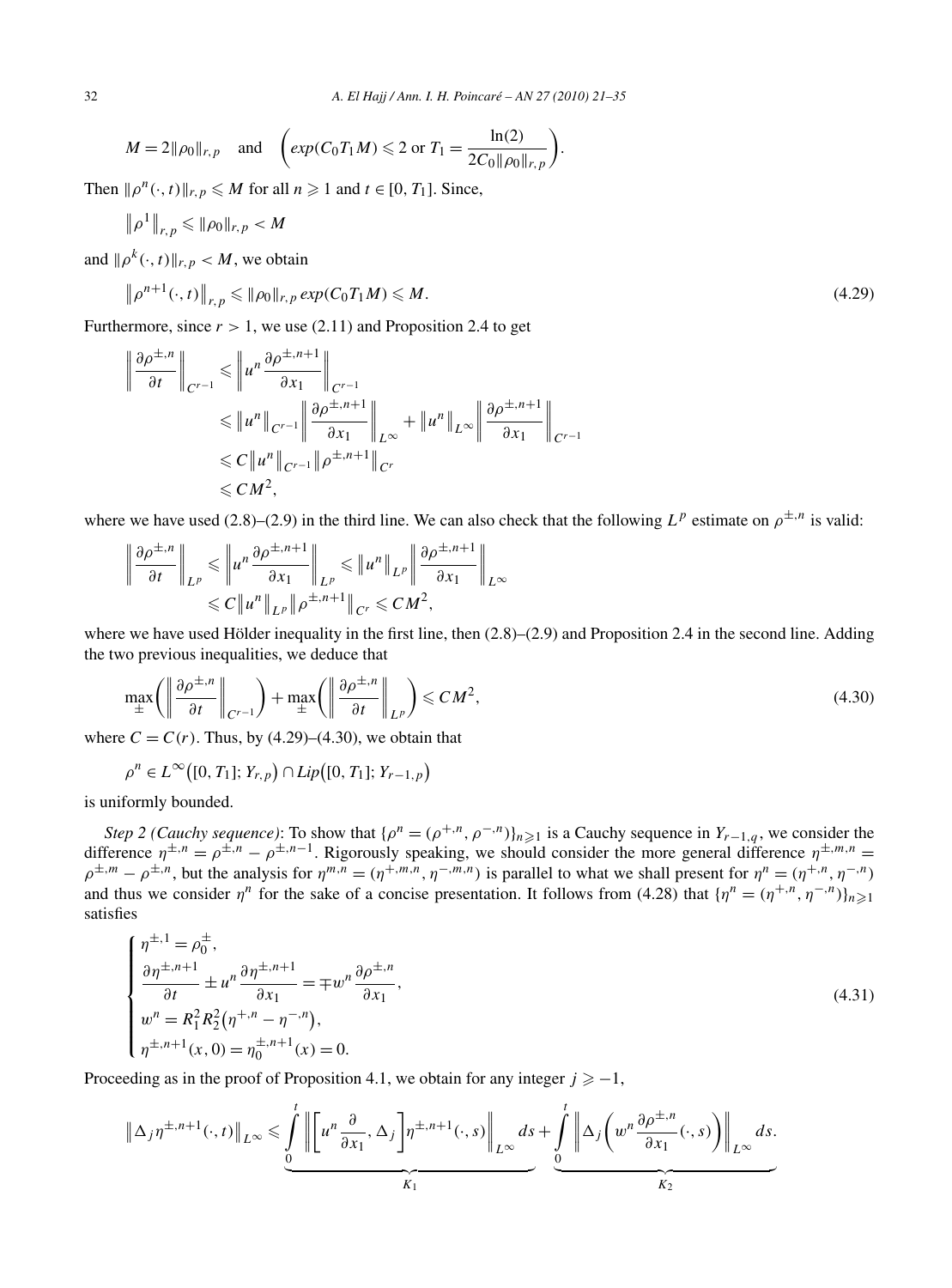$$M = 2\|\rho_0\|_{r,p} \quad \text{and} \quad \left( exp(C_0 T_1 M) \leqslant 2 \text{ or } T_1 = \frac{\ln(2)}{2C_0\|\rho_0\|_{r,p}} \right).$$

Then $\|\rho^n(\cdot,t)\|_{r,p} \leqslant M$ for all $n \geqslant 1$ and $t \in [0,T_1]$. Since,

$$\|\rho^1\|_{r,p} \leqslant \|\rho_0\|_{r,p} < M$$

and $\|\rho^k(\cdot,t)\|_{r,p} < M$, we obtain

$$\|\rho^{n+1}(\cdot,t)\|_{r,p} \leqslant \|\rho_0\|_{r,p}\, exp(C_0 T_1 M) \leqslant M. \tag{4.29}$$

Furthermore, since $r > 1$, we use (2.11) and Proposition 2.4 to get

$$\begin{aligned}
\left\| \frac{\partial \rho^{\pm,n}}{\partial t} \right\|_{C^{r-1}} &\leqslant \left\| u^n \frac{\partial \rho^{\pm,n+1}}{\partial x_1} \right\|_{C^{r-1}} \\
&\leqslant \|u^n\|_{C^{r-1}} \left\| \frac{\partial \rho^{\pm,n+1}}{\partial x_1} \right\|_{L^\infty} + \|u^n\|_{L^\infty} \left\| \frac{\partial \rho^{\pm,n+1}}{\partial x_1} \right\|_{C^{r-1}} \\
&\leqslant C\|u^n\|_{C^{r-1}} \|\rho^{\pm,n+1}\|_{C^r} \\
&\leqslant CM^2,
\end{aligned}$$

where we have used (2.8)–(2.9) in the third line. We can also check that the following $L^p$ estimate on $\rho^{\pm,n}$ is valid:

$$\begin{aligned}
\left\| \frac{\partial \rho^{\pm,n}}{\partial t} \right\|_{L^p} &\leqslant \left\| u^n \frac{\partial \rho^{\pm,n+1}}{\partial x_1} \right\|_{L^p} \leqslant \|u^n\|_{L^p} \left\| \frac{\partial \rho^{\pm,n+1}}{\partial x_1} \right\|_{L^\infty} \\
&\leqslant C\|u^n\|_{L^p} \|\rho^{\pm,n+1}\|_{C^r} \leqslant CM^2,
\end{aligned}$$

where we have used Hölder inequality in the first line, then (2.8)–(2.9) and Proposition 2.4 in the second line. Adding the two previous inequalities, we deduce that

$$\max_{\pm}\left( \left\| \frac{\partial \rho^{\pm,n}}{\partial t} \right\|_{C^{r-1}} \right) + \max_{\pm}\left( \left\| \frac{\partial \rho^{\pm,n}}{\partial t} \right\|_{L^p} \right) \leqslant CM^2, \tag{4.30}$$

where $C = C(r)$. Thus, by (4.29)–(4.30), we obtain that

$$\rho^n \in L^\infty([0,T_1]; Y_{r,p}) \cap Lip([0,T_1]; Y_{r-1,p})$$

is uniformly bounded.

*Step 2 (Cauchy sequence)*: To show that $\{\rho^n = (\rho^{+,n}, \rho^{-,n})\}_{n\geqslant 1}$ is a Cauchy sequence in $Y_{r-1,q}$, we consider the difference $\eta^{\pm,n} = \rho^{\pm,n} - \rho^{\pm,n-1}$. Rigorously speaking, we should consider the more general difference $\eta^{\pm,m,n} = \rho^{\pm,m} - \rho^{\pm,n}$, but the analysis for $\eta^{m,n} = (\eta^{+,m,n}, \eta^{-,m,n})$ is parallel to what we shall present for $\eta^n = (\eta^{+,n}, \eta^{-,n})$ and thus we consider $\eta^n$ for the sake of a concise presentation. It follows from (4.28) that $\{\eta^n = (\eta^{+,n}, \eta^{-,n})\}_{n\geqslant 1}$ satisfies

$$\begin{cases}
\eta^{\pm,1} = \rho_0^{\pm}, \\
\dfrac{\partial \eta^{\pm,n+1}}{\partial t} \pm u^n \dfrac{\partial \eta^{\pm,n+1}}{\partial x_1} = \mp w^n \dfrac{\partial \rho^{\pm,n}}{\partial x_1}, \\
w^n = R_1^2 R_2^2 (\eta^{+,n} - \eta^{-,n}), \\
\eta^{\pm,n+1}(x,0) = \eta_0^{\pm,n+1}(x) = 0.
\end{cases} \tag{4.31}$$

Proceeding as in the proof of Proposition 4.1, we obtain for any integer $j \geqslant -1$,

$$\|\Delta_j \eta^{\pm,n+1}(\cdot,t)\|_{L^\infty} \leqslant \underbrace{\int_0^t \left\| \left[ u^n \frac{\partial}{\partial x_1}, \Delta_j \right] \eta^{\pm,n+1}(\cdot,s) \right\|_{L^\infty} ds}_{K_1} + \underbrace{\int_0^t \left\| \Delta_j \left( w^n \frac{\partial \rho^{\pm,n}}{\partial x_1}(\cdot,s) \right) \right\|_{L^\infty} ds}_{K_2}.$$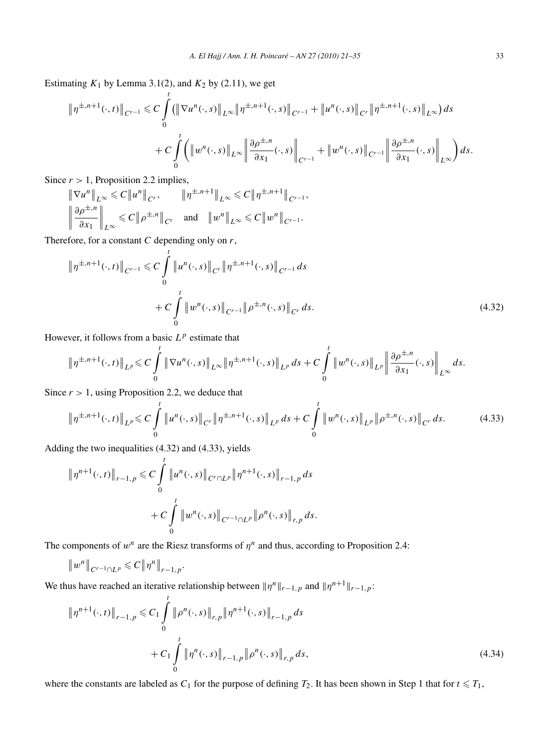Estimating $K_1$ by Lemma 3.1(2), and $K_2$ by (2.11), we get

$$\left\|\eta^{\pm,n+1}(\cdot,t)\right\|_{C^{r-1}} \leqslant C\int_0^t \left(\left\|\nabla u^n(\cdot,s)\right\|_{L^\infty}\left\|\eta^{\pm,n+1}(\cdot,s)\right\|_{C^{r-1}} + \left\|u^n(\cdot,s)\right\|_{C^r}\left\|\eta^{\pm,n+1}(\cdot,s)\right\|_{L^\infty}\right)ds$$

$$+ C\int_0^t \left(\left\|w^n(\cdot,s)\right\|_{L^\infty}\left\|\frac{\partial\rho^{\pm,n}}{\partial x_1}(\cdot,s)\right\|_{C^{r-1}} + \left\|w^n(\cdot,s)\right\|_{C^{r-1}}\left\|\frac{\partial\rho^{\pm,n}}{\partial x_1}(\cdot,s)\right\|_{L^\infty}\right)ds.$$

Since $r > 1$, Proposition 2.2 implies,

$$\left\|\nabla u^n\right\|_{L^\infty} \leqslant C\left\|u^n\right\|_{C^r}, \qquad \left\|\eta^{\pm,n+1}\right\|_{L^\infty} \leqslant C\left\|\eta^{\pm,n+1}\right\|_{C^{r-1}},$$

$$\left\|\frac{\partial\rho^{\pm,n}}{\partial x_1}\right\|_{L^\infty} \leqslant C\left\|\rho^{\pm,n}\right\|_{C^r} \quad \text{and} \quad \left\|w^n\right\|_{L^\infty} \leqslant C\left\|w^n\right\|_{C^{r-1}}.$$

Therefore, for a constant $C$ depending only on $r$,

$$\left\|\eta^{\pm,n+1}(\cdot,t)\right\|_{C^{r-1}} \leqslant C\int_0^t \left\|u^n(\cdot,s)\right\|_{C^r}\left\|\eta^{\pm,n+1}(\cdot,s)\right\|_{C^{r-1}}\,ds$$

$$+ C\int_0^t \left\|w^n(\cdot,s)\right\|_{C^{r-1}}\left\|\rho^{\pm,n}(\cdot,s)\right\|_{C^r}\,ds. \tag{4.32}$$

However, it follows from a basic $L^p$ estimate that

$$\left\|\eta^{\pm,n+1}(\cdot,t)\right\|_{L^p} \leqslant C\int_0^t \left\|\nabla u^n(\cdot,s)\right\|_{L^\infty}\left\|\eta^{\pm,n+1}(\cdot,s)\right\|_{L^p}\,ds + C\int_0^t \left\|w^n(\cdot,s)\right\|_{L^p}\left\|\frac{\partial\rho^{\pm,n}}{\partial x_1}(\cdot,s)\right\|_{L^\infty}\,ds.$$

Since $r > 1$, using Proposition 2.2, we deduce that

$$\left\|\eta^{\pm,n+1}(\cdot,t)\right\|_{L^p} \leqslant C\int_0^t \left\|u^n(\cdot,s)\right\|_{C^r}\left\|\eta^{\pm,n+1}(\cdot,s)\right\|_{L^p}\,ds + C\int_0^t \left\|w^n(\cdot,s)\right\|_{L^p}\left\|\rho^{\pm,n}(\cdot,s)\right\|_{C^r}\,ds. \tag{4.33}$$

Adding the two inequalities (4.32) and (4.33), yields

$$\left\|\eta^{n+1}(\cdot,t)\right\|_{r-1,p} \leqslant C\int_0^t \left\|u^n(\cdot,s)\right\|_{C^r\cap L^p}\left\|\eta^{n+1}(\cdot,s)\right\|_{r-1,p}\,ds$$

$$+ C\int_0^t \left\|w^n(\cdot,s)\right\|_{C^{r-1}\cap L^p}\left\|\rho^n(\cdot,s)\right\|_{r,p}\,ds.$$

The components of $w^n$ are the Riesz transforms of $\eta^n$ and thus, according to Proposition 2.4:

$$\left\|w^n\right\|_{C^{r-1}\cap L^p} \leqslant C\left\|\eta^n\right\|_{r-1,p}.$$

We thus have reached an iterative relationship between $\|\eta^n\|_{r-1,p}$ and $\|\eta^{n+1}\|_{r-1,p}$:

$$\left\|\eta^{n+1}(\cdot,t)\right\|_{r-1,p} \leqslant C_1\int_0^t \left\|\rho^n(\cdot,s)\right\|_{r,p}\left\|\eta^{n+1}(\cdot,s)\right\|_{r-1,p}\,ds$$

$$+ C_1\int_0^t \left\|\eta^n(\cdot,s)\right\|_{r-1,p}\left\|\rho^n(\cdot,s)\right\|_{r,p}\,ds, \tag{4.34}$$

where the constants are labeled as $C_1$ for the purpose of defining $T_2$. It has been shown in Step 1 that for $t \leqslant T_1$,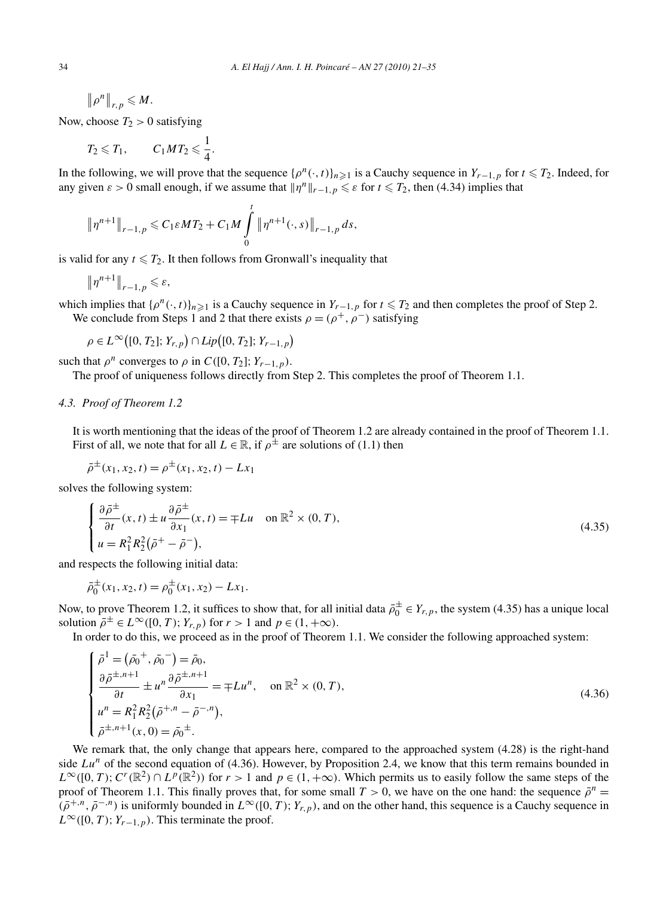$$\left\| \rho^n \right\|_{r,p} \leqslant M.$$

Now, choose $T_2 > 0$ satisfying

$$T_2 \leqslant T_1, \qquad C_1 M T_2 \leqslant \frac{1}{4}.$$

In the following, we will prove that the sequence $\{\rho^n(\cdot,t)\}_{n\geqslant 1}$ is a Cauchy sequence in $Y_{r-1,p}$ for $t \leqslant T_2$. Indeed, for any given $\varepsilon > 0$ small enough, if we assume that $\|\eta^n\|_{r-1,p} \leqslant \varepsilon$ for $t \leqslant T_2$, then (4.34) implies that

$$\left\| \eta^{n+1} \right\|_{r-1,p} \leqslant C_1 \varepsilon M T_2 + C_1 M \int_0^t \left\| \eta^{n+1}(\cdot,s) \right\|_{r-1,p} ds,$$

is valid for any $t \leqslant T_2$. It then follows from Gronwall's inequality that

$$\left\| \eta^{n+1} \right\|_{r-1,p} \leqslant \varepsilon,$$

which implies that $\{\rho^n(\cdot,t)\}_{n\geqslant 1}$ is a Cauchy sequence in $Y_{r-1,p}$ for $t \leqslant T_2$ and then completes the proof of Step 2.

We conclude from Steps 1 and 2 that there exists $\rho = (\rho^+, \rho^-)$ satisfying

$$\rho \in L^\infty\big([0,T_2]; Y_{r,p}\big) \cap Lip\big([0,T_2]; Y_{r-1,p}\big)$$

such that $\rho^n$ converges to $\rho$ in $C([0,T_2]; Y_{r-1,p})$.

The proof of uniqueness follows directly from Step 2. This completes the proof of Theorem 1.1.

### *4.3. Proof of Theorem 1.2*

It is worth mentioning that the ideas of the proof of Theorem 1.2 are already contained in the proof of Theorem 1.1. First of all, we note that for all $L \in \mathbb{R}$, if $\rho^\pm$ are solutions of (1.1) then

$$\bar{\rho}^\pm(x_1,x_2,t) = \rho^\pm(x_1,x_2,t) - Lx_1$$

solves the following system:

$$\begin{cases} \dfrac{\partial \bar{\rho}^\pm}{\partial t}(x,t) \pm u \dfrac{\partial \bar{\rho}^\pm}{\partial x_1}(x,t) = \mp Lu \quad \text{on } \mathbb{R}^2 \times (0,T), \\ u = R_1^2 R_2^2\big(\bar{\rho}^+ - \bar{\rho}^-\big), \end{cases} \tag{4.35}$$

and respects the following initial data:

$$\bar{\rho}_0^\pm(x_1,x_2,t) = \rho_0^\pm(x_1,x_2) - Lx_1.$$

Now, to prove Theorem 1.2, it suffices to show that, for all initial data $\bar{\rho}_0^\pm \in Y_{r,p}$, the system (4.35) has a unique local solution $\bar{\rho}^\pm \in L^\infty([0,T); Y_{r,p})$ for $r > 1$ and $p \in (1,+\infty)$.

In order to do this, we proceed as in the proof of Theorem 1.1. We consider the following approached system:

$$\begin{cases} \bar{\rho}^1 = \big(\bar{\rho_0}^+, \bar{\rho_0}^-\big) = \bar{\rho}_0, \\ \dfrac{\partial \bar{\rho}^{\pm,n+1}}{\partial t} \pm u^n \dfrac{\partial \bar{\rho}^{\pm,n+1}}{\partial x_1} = \mp Lu^n, \quad \text{on } \mathbb{R}^2 \times (0,T), \\ u^n = R_1^2 R_2^2\big(\bar{\rho}^{+,n} - \bar{\rho}^{-,n}\big), \\ \bar{\rho}^{\pm,n+1}(x,0) = \bar{\rho_0}^\pm. \end{cases} \tag{4.36}$$

We remark that, the only change that appears here, compared to the approached system (4.28) is the right-hand side $Lu^n$ of the second equation of (4.36). However, by Proposition 2.4, we know that this term remains bounded in $L^\infty([0,T); C^r(\mathbb{R}^2) \cap L^p(\mathbb{R}^2))$ for $r > 1$ and $p \in (1,+\infty)$. Which permits us to easily follow the same steps of the proof of Theorem 1.1. This finally proves that, for some small $T > 0$, we have on the one hand: the sequence $\bar{\rho}^n = (\bar{\rho}^{+,n}, \bar{\rho}^{-,n})$ is uniformly bounded in $L^\infty([0,T); Y_{r,p})$, and on the other hand, this sequence is a Cauchy sequence in $L^\infty([0,T); Y_{r-1,p})$. This terminate the proof.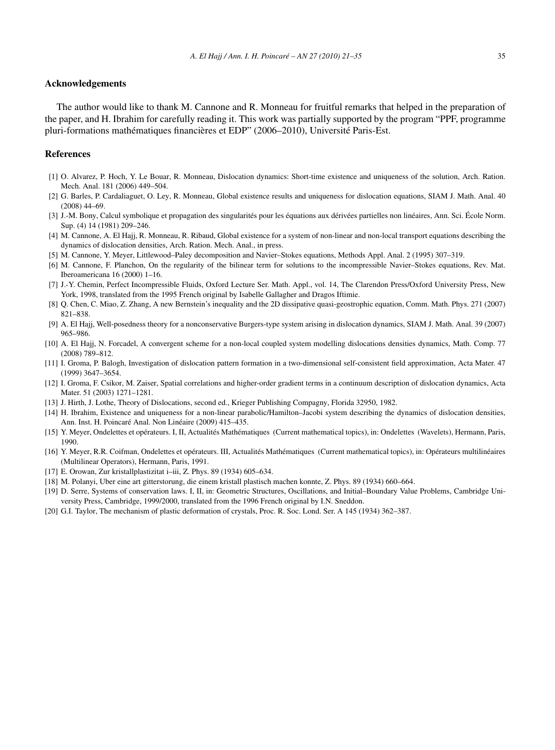## Acknowledgements

The author would like to thank M. Cannone and R. Monneau for fruitful remarks that helped in the preparation of the paper, and H. Ibrahim for carefully reading it. This work was partially supported by the program "PPF, programme pluri-formations mathématiques financières et EDP" (2006–2010), Université Paris-Est.

## References

[1] O. Alvarez, P. Hoch, Y. Le Bouar, R. Monneau, Dislocation dynamics: Short-time existence and uniqueness of the solution, Arch. Ration. Mech. Anal. 181 (2006) 449–504.

[2] G. Barles, P. Cardaliaguet, O. Ley, R. Monneau, Global existence results and uniqueness for dislocation equations, SIAM J. Math. Anal. 40 (2008) 44–69.

[3] J.-M. Bony, Calcul symbolique et propagation des singularités pour les équations aux dérivées partielles non linéaires, Ann. Sci. École Norm. Sup. (4) 14 (1981) 209–246.

[4] M. Cannone, A. El Hajj, R. Monneau, R. Ribaud, Global existence for a system of non-linear and non-local transport equations describing the dynamics of dislocation densities, Arch. Ration. Mech. Anal., in press.

[5] M. Cannone, Y. Meyer, Littlewood–Paley decomposition and Navier–Stokes equations, Methods Appl. Anal. 2 (1995) 307–319.

[6] M. Cannone, F. Planchon, On the regularity of the bilinear term for solutions to the incompressible Navier–Stokes equations, Rev. Mat. Iberoamericana 16 (2000) 1–16.

[7] J.-Y. Chemin, Perfect Incompressible Fluids, Oxford Lecture Ser. Math. Appl., vol. 14, The Clarendon Press/Oxford University Press, New York, 1998, translated from the 1995 French original by Isabelle Gallagher and Dragos Iftimie.

[8] Q. Chen, C. Miao, Z. Zhang, A new Bernstein's inequality and the 2D dissipative quasi-geostrophic equation, Comm. Math. Phys. 271 (2007) 821–838.

[9] A. El Hajj, Well-posedness theory for a nonconservative Burgers-type system arising in dislocation dynamics, SIAM J. Math. Anal. 39 (2007) 965–986.

[10] A. El Hajj, N. Forcadel, A convergent scheme for a non-local coupled system modelling dislocations densities dynamics, Math. Comp. 77 (2008) 789–812.

[11] I. Groma, P. Balogh, Investigation of dislocation pattern formation in a two-dimensional self-consistent field approximation, Acta Mater. 47 (1999) 3647–3654.

[12] I. Groma, F. Csikor, M. Zaiser, Spatial correlations and higher-order gradient terms in a continuum description of dislocation dynamics, Acta Mater. 51 (2003) 1271–1281.

[13] J. Hirth, J. Lothe, Theory of Dislocations, second ed., Krieger Publishing Compagny, Florida 32950, 1982.

[14] H. Ibrahim, Existence and uniqueness for a non-linear parabolic/Hamilton–Jacobi system describing the dynamics of dislocation densities, Ann. Inst. H. Poincaré Anal. Non Linéaire (2009) 415–435.

[15] Y. Meyer, Ondelettes et opérateurs. I, II, Actualités Mathématiques (Current mathematical topics), in: Ondelettes (Wavelets), Hermann, Paris, 1990.

[16] Y. Meyer, R.R. Coifman, Ondelettes et opérateurs. III, Actualités Mathématiques (Current mathematical topics), in: Opérateurs multilinéaires (Multilinear Operators), Hermann, Paris, 1991.

[17] E. Orowan, Zur kristallplastizitat i–iii, Z. Phys. 89 (1934) 605–634.

[18] M. Polanyi, Uber eine art gitterstorung, die einem kristall plastisch machen konnte, Z. Phys. 89 (1934) 660–664.

[19] D. Serre, Systems of conservation laws. I, II, in: Geometric Structures, Oscillations, and Initial–Boundary Value Problems, Cambridge University Press, Cambridge, 1999/2000, translated from the 1996 French original by I.N. Sneddon.

[20] G.I. Taylor, The mechanism of plastic deformation of crystals, Proc. R. Soc. Lond. Ser. A 145 (1934) 362–387.